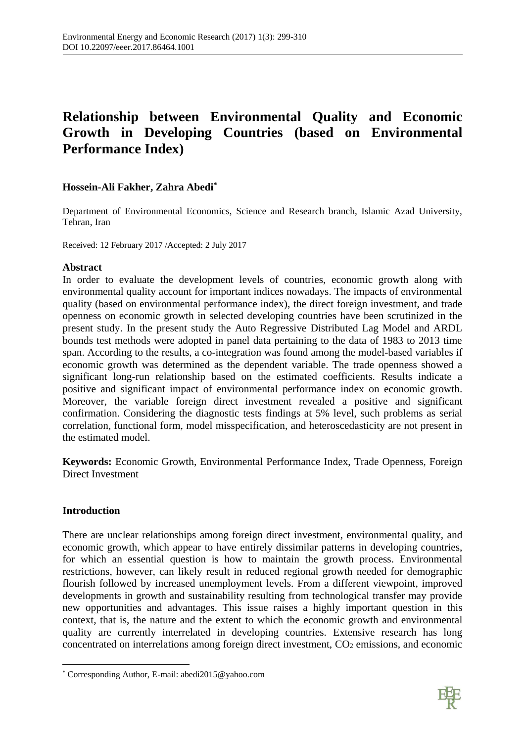# Relationship between Environmental Quality and Economic Growth in Developing Countries (based on Environmental Performance Index)

**Hossein-Ali Fakher, Zahra Abedi***

Department of Environmental Economics, Science and Research branch, Islamic Azad University, Tehran, Iran

Received: 12 February 2017 /Accepted: 2 July 2017

**Abstract**

In order to evaluate the development levels of countries, economic growth along with environmental quality account for important indices nowadays. The impacts of environmental quality (based on environmental performance index), the direct foreign investment, and trade openness on economic growth in selected developing countries have been scrutinized in the present study. In the present study the Auto Regressive Distributed Lag Model and ARDL bounds test methods were adopted in panel data pertaining to the data of 1983 to 2013 time span. According to the results, a co-integration was found among the model-based variables if economic growth was determined as the dependent variable. The trade openness showed a significant long-run relationship based on the estimated coefficients. Results indicate a positive and significant impact of environmental performance index on economic growth. Moreover, the variable foreign direct investment revealed a positive and significant confirmation. Considering the diagnostic tests findings at 5% level, such problems as serial correlation, functional form, model misspecification, and heteroscedasticity are not present in the estimated model.

**Keywords:** Economic Growth, Environmental Performance Index, Trade Openness, Foreign Direct Investment

## Introduction

There are unclear relationships among foreign direct investment, environmental quality, and economic growth, which appear to have entirely dissimilar patterns in developing countries, for which an essential question is how to maintain the growth process. Environmental restrictions, however, can likely result in reduced regional growth needed for demographic flourish followed by increased unemployment levels. From a different viewpoint, improved developments in growth and sustainability resulting from technological transfer may provide new opportunities and advantages. This issue raises a highly important question in this context, that is, the nature and the extent to which the economic growth and environmental quality are currently interrelated in developing countries. Extensive research has long concentrated on interrelations among foreign direct investment, $CO_2$ emissions, and economic

* Corresponding Author, E-mail: abedi2015@yahoo.com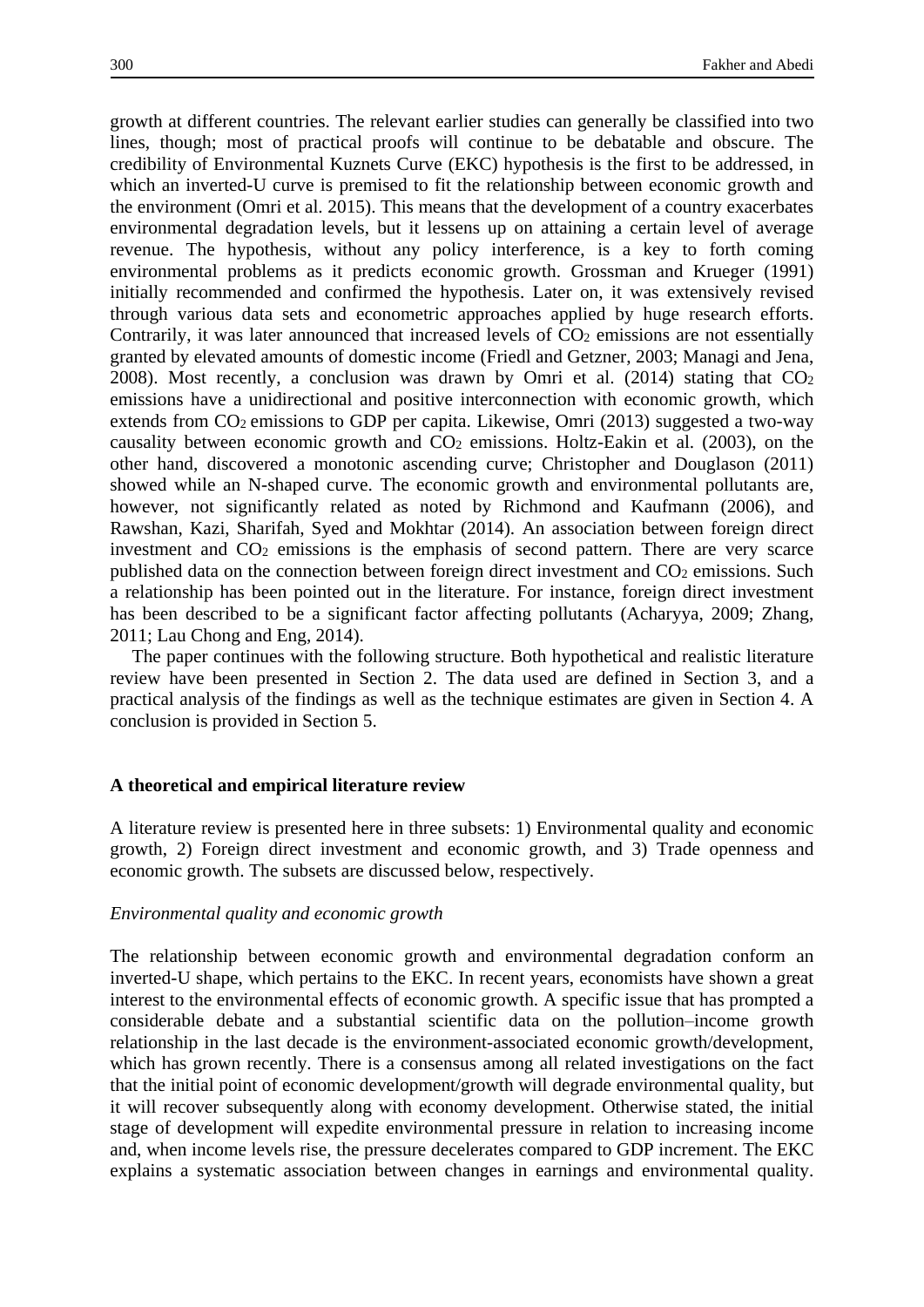growth at different countries. The relevant earlier studies can generally be classified into two lines, though; most of practical proofs will continue to be debatable and obscure. The credibility of Environmental Kuznets Curve (EKC) hypothesis is the first to be addressed, in which an inverted-U curve is premised to fit the relationship between economic growth and the environment (Omri et al. 2015). This means that the development of a country exacerbates environmental degradation levels, but it lessens up on attaining a certain level of average revenue. The hypothesis, without any policy interference, is a key to forth coming environmental problems as it predicts economic growth. Grossman and Krueger (1991) initially recommended and confirmed the hypothesis. Later on, it was extensively revised through various data sets and econometric approaches applied by huge research efforts. Contrarily, it was later announced that increased levels of $CO_2$ emissions are not essentially granted by elevated amounts of domestic income (Friedl and Getzner, 2003; Managi and Jena, 2008). Most recently, a conclusion was drawn by Omri et al. (2014) stating that $CO_2$ emissions have a unidirectional and positive interconnection with economic growth, which extends from $CO_2$ emissions to GDP per capita. Likewise, Omri (2013) suggested a two-way causality between economic growth and $CO_2$ emissions. Holtz-Eakin et al. (2003), on the other hand, discovered a monotonic ascending curve; Christopher and Douglason (2011) showed while an N-shaped curve. The economic growth and environmental pollutants are, however, not significantly related as noted by Richmond and Kaufmann (2006), and Rawshan, Kazi, Sharifah, Syed and Mokhtar (2014). An association between foreign direct investment and $CO_2$ emissions is the emphasis of second pattern. There are very scarce published data on the connection between foreign direct investment and $CO_2$ emissions. Such a relationship has been pointed out in the literature. For instance, foreign direct investment has been described to be a significant factor affecting pollutants (Acharyya, 2009; Zhang, 2011; Lau Chong and Eng, 2014).

The paper continues with the following structure. Both hypothetical and realistic literature review have been presented in Section 2. The data used are defined in Section 3, and a practical analysis of the findings as well as the technique estimates are given in Section 4. A conclusion is provided in Section 5.

## A theoretical and empirical literature review

A literature review is presented here in three subsets: 1) Environmental quality and economic growth, 2) Foreign direct investment and economic growth, and 3) Trade openness and economic growth. The subsets are discussed below, respectively.

### *Environmental quality and economic growth*

The relationship between economic growth and environmental degradation conform an inverted-U shape, which pertains to the EKC. In recent years, economists have shown a great interest to the environmental effects of economic growth. A specific issue that has prompted a considerable debate and a substantial scientific data on the pollution–income growth relationship in the last decade is the environment-associated economic growth/development, which has grown recently. There is a consensus among all related investigations on the fact that the initial point of economic development/growth will degrade environmental quality, but it will recover subsequently along with economy development. Otherwise stated, the initial stage of development will expedite environmental pressure in relation to increasing income and, when income levels rise, the pressure decelerates compared to GDP increment. The EKC explains a systematic association between changes in earnings and environmental quality.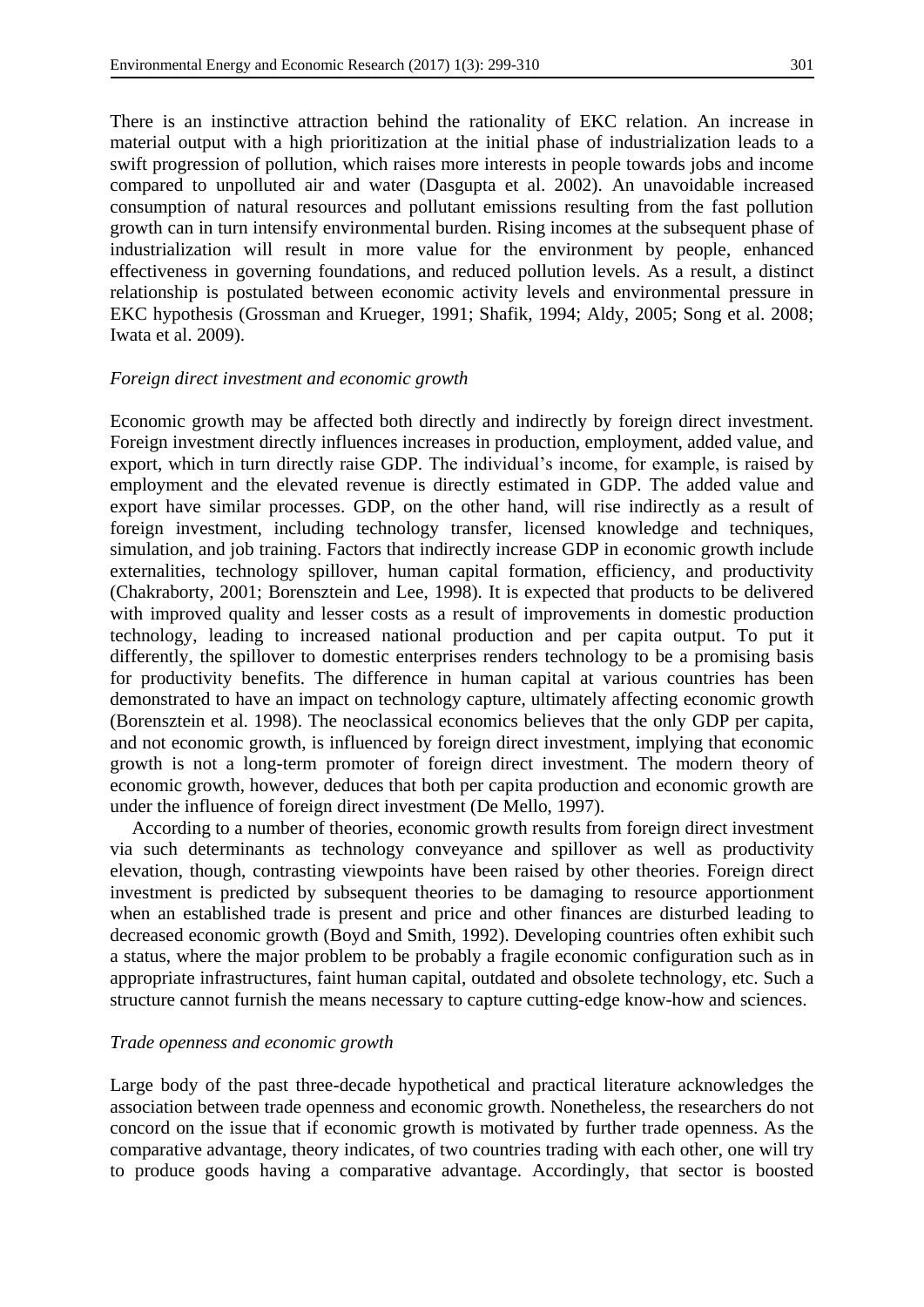There is an instinctive attraction behind the rationality of EKC relation. An increase in material output with a high prioritization at the initial phase of industrialization leads to a swift progression of pollution, which raises more interests in people towards jobs and income compared to unpolluted air and water (Dasgupta et al. 2002). An unavoidable increased consumption of natural resources and pollutant emissions resulting from the fast pollution growth can in turn intensify environmental burden. Rising incomes at the subsequent phase of industrialization will result in more value for the environment by people, enhanced effectiveness in governing foundations, and reduced pollution levels. As a result, a distinct relationship is postulated between economic activity levels and environmental pressure in EKC hypothesis (Grossman and Krueger, 1991; Shafik, 1994; Aldy, 2005; Song et al. 2008; Iwata et al. 2009).

*Foreign direct investment and economic growth*

Economic growth may be affected both directly and indirectly by foreign direct investment. Foreign investment directly influences increases in production, employment, added value, and export, which in turn directly raise GDP. The individual's income, for example, is raised by employment and the elevated revenue is directly estimated in GDP. The added value and export have similar processes. GDP, on the other hand, will rise indirectly as a result of foreign investment, including technology transfer, licensed knowledge and techniques, simulation, and job training. Factors that indirectly increase GDP in economic growth include externalities, technology spillover, human capital formation, efficiency, and productivity (Chakraborty, 2001; Borensztein and Lee, 1998). It is expected that products to be delivered with improved quality and lesser costs as a result of improvements in domestic production technology, leading to increased national production and per capita output. To put it differently, the spillover to domestic enterprises renders technology to be a promising basis for productivity benefits. The difference in human capital at various countries has been demonstrated to have an impact on technology capture, ultimately affecting economic growth (Borensztein et al. 1998). The neoclassical economics believes that the only GDP per capita, and not economic growth, is influenced by foreign direct investment, implying that economic growth is not a long-term promoter of foreign direct investment. The modern theory of economic growth, however, deduces that both per capita production and economic growth are under the influence of foreign direct investment (De Mello, 1997).

According to a number of theories, economic growth results from foreign direct investment via such determinants as technology conveyance and spillover as well as productivity elevation, though, contrasting viewpoints have been raised by other theories. Foreign direct investment is predicted by subsequent theories to be damaging to resource apportionment when an established trade is present and price and other finances are disturbed leading to decreased economic growth (Boyd and Smith, 1992). Developing countries often exhibit such a status, where the major problem to be probably a fragile economic configuration such as in appropriate infrastructures, faint human capital, outdated and obsolete technology, etc. Such a structure cannot furnish the means necessary to capture cutting-edge know-how and sciences.

*Trade openness and economic growth*

Large body of the past three-decade hypothetical and practical literature acknowledges the association between trade openness and economic growth. Nonetheless, the researchers do not concord on the issue that if economic growth is motivated by further trade openness. As the comparative advantage, theory indicates, of two countries trading with each other, one will try to produce goods having a comparative advantage. Accordingly, that sector is boosted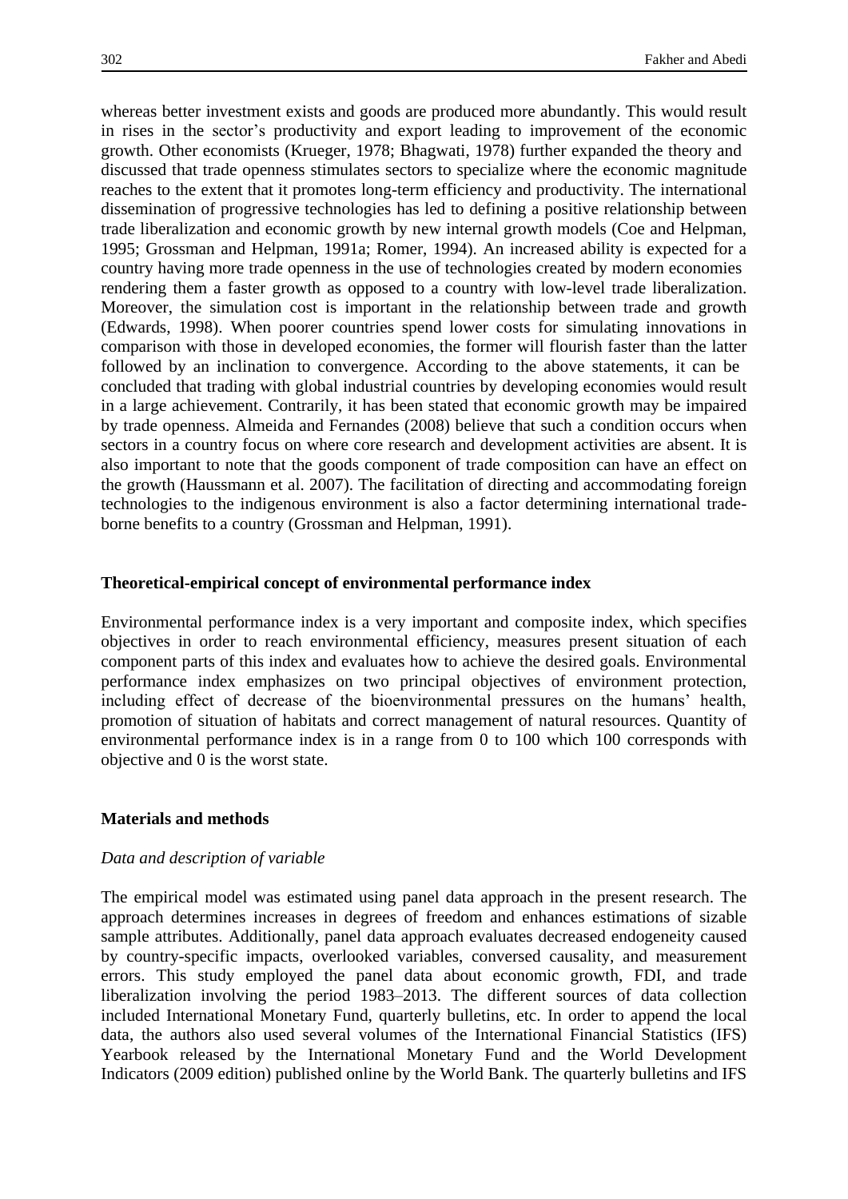whereas better investment exists and goods are produced more abundantly. This would result in rises in the sector's productivity and export leading to improvement of the economic growth. Other economists (Krueger, 1978; Bhagwati, 1978) further expanded the theory and discussed that trade openness stimulates sectors to specialize where the economic magnitude reaches to the extent that it promotes long-term efficiency and productivity. The international dissemination of progressive technologies has led to defining a positive relationship between trade liberalization and economic growth by new internal growth models (Coe and Helpman, 1995; Grossman and Helpman, 1991a; Romer, 1994). An increased ability is expected for a country having more trade openness in the use of technologies created by modern economies rendering them a faster growth as opposed to a country with low-level trade liberalization. Moreover, the simulation cost is important in the relationship between trade and growth (Edwards, 1998). When poorer countries spend lower costs for simulating innovations in comparison with those in developed economies, the former will flourish faster than the latter followed by an inclination to convergence. According to the above statements, it can be concluded that trading with global industrial countries by developing economies would result in a large achievement. Contrarily, it has been stated that economic growth may be impaired by trade openness. Almeida and Fernandes (2008) believe that such a condition occurs when sectors in a country focus on where core research and development activities are absent. It is also important to note that the goods component of trade composition can have an effect on the growth (Haussmann et al. 2007). The facilitation of directing and accommodating foreign technologies to the indigenous environment is also a factor determining international trade-borne benefits to a country (Grossman and Helpman, 1991).

**Theoretical-empirical concept of environmental performance index**

Environmental performance index is a very important and composite index, which specifies objectives in order to reach environmental efficiency, measures present situation of each component parts of this index and evaluates how to achieve the desired goals. Environmental performance index emphasizes on two principal objectives of environment protection, including effect of decrease of the bioenvironmental pressures on the humans' health, promotion of situation of habitats and correct management of natural resources. Quantity of environmental performance index is in a range from 0 to 100 which 100 corresponds with objective and 0 is the worst state.

**Materials and methods**

*Data and description of variable*

The empirical model was estimated using panel data approach in the present research. The approach determines increases in degrees of freedom and enhances estimations of sizable sample attributes. Additionally, panel data approach evaluates decreased endogeneity caused by country-specific impacts, overlooked variables, conversed causality, and measurement errors. This study employed the panel data about economic growth, FDI, and trade liberalization involving the period 1983–2013. The different sources of data collection included International Monetary Fund, quarterly bulletins, etc. In order to append the local data, the authors also used several volumes of the International Financial Statistics (IFS) Yearbook released by the International Monetary Fund and the World Development Indicators (2009 edition) published online by the World Bank. The quarterly bulletins and IFS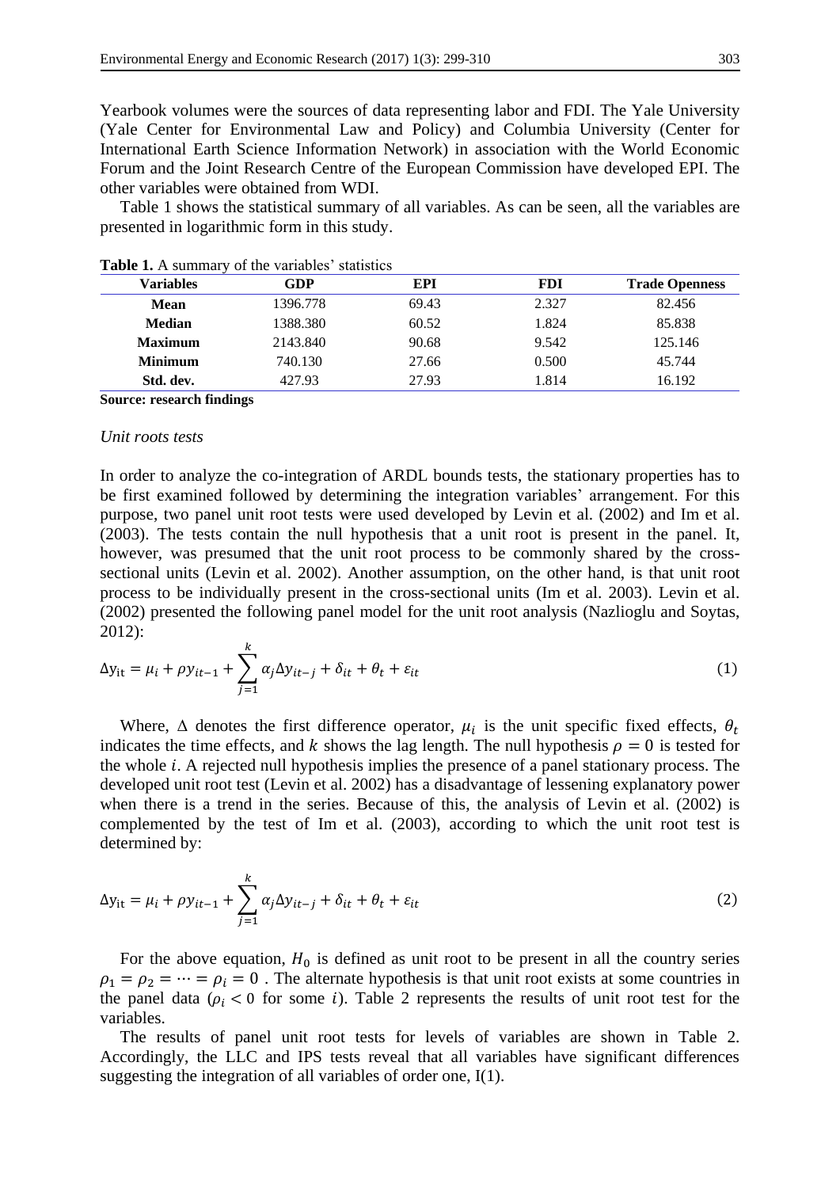Yearbook volumes were the sources of data representing labor and FDI. The Yale University (Yale Center for Environmental Law and Policy) and Columbia University (Center for International Earth Science Information Network) in association with the World Economic Forum and the Joint Research Centre of the European Commission have developed EPI. The other variables were obtained from WDI.

Table 1 shows the statistical summary of all variables. As can be seen, all the variables are presented in logarithmic form in this study.

**Table 1.** A summary of the variables' statistics

| Variables | GDP | EPI | FDI | Trade Openness |
|---|---|---|---|---|
| **Mean** | 1396.778 | 69.43 | 2.327 | 82.456 |
| **Median** | 1388.380 | 60.52 | 1.824 | 85.838 |
| **Maximum** | 2143.840 | 90.68 | 9.542 | 125.146 |
| **Minimum** | 740.130 | 27.66 | 0.500 | 45.744 |
| **Std. dev.** | 427.93 | 27.93 | 1.814 | 16.192 |

**Source: research findings**

*Unit roots tests*

In order to analyze the co-integration of ARDL bounds tests, the stationary properties has to be first examined followed by determining the integration variables' arrangement. For this purpose, two panel unit root tests were used developed by Levin et al. (2002) and Im et al. (2003). The tests contain the null hypothesis that a unit root is present in the panel. It, however, was presumed that the unit root process to be commonly shared by the cross-sectional units (Levin et al. 2002). Another assumption, on the other hand, is that unit root process to be individually present in the cross-sectional units (Im et al. 2003). Levin et al. (2002) presented the following panel model for the unit root analysis (Nazlioglu and Soytas, 2012):

$$\Delta y_{it} = \mu_i + \rho y_{it-1} + \sum_{j=1}^{k} \alpha_j \Delta y_{it-j} + \delta_{it} + \theta_t + \varepsilon_{it} \tag{1}$$

Where, $\Delta$ denotes the first difference operator, $\mu_i$ is the unit specific fixed effects, $\theta_t$ indicates the time effects, and $k$ shows the lag length. The null hypothesis $\rho = 0$ is tested for the whole $i$. A rejected null hypothesis implies the presence of a panel stationary process. The developed unit root test (Levin et al. 2002) has a disadvantage of lessening explanatory power when there is a trend in the series. Because of this, the analysis of Levin et al. (2002) is complemented by the test of Im et al. (2003), according to which the unit root test is determined by:

$$\Delta y_{it} = \mu_i + \rho y_{it-1} + \sum_{j=1}^{k} \alpha_j \Delta y_{it-j} + \delta_{it} + \theta_t + \varepsilon_{it} \tag{2}$$

For the above equation, $H_0$ is defined as unit root to be present in all the country series $\rho_1 = \rho_2 = \cdots = \rho_i = 0$ . The alternate hypothesis is that unit root exists at some countries in the panel data ($\rho_i < 0$ for some $i$). Table 2 represents the results of unit root test for the variables.

The results of panel unit root tests for levels of variables are shown in Table 2. Accordingly, the LLC and IPS tests reveal that all variables have significant differences suggesting the integration of all variables of order one, I(1).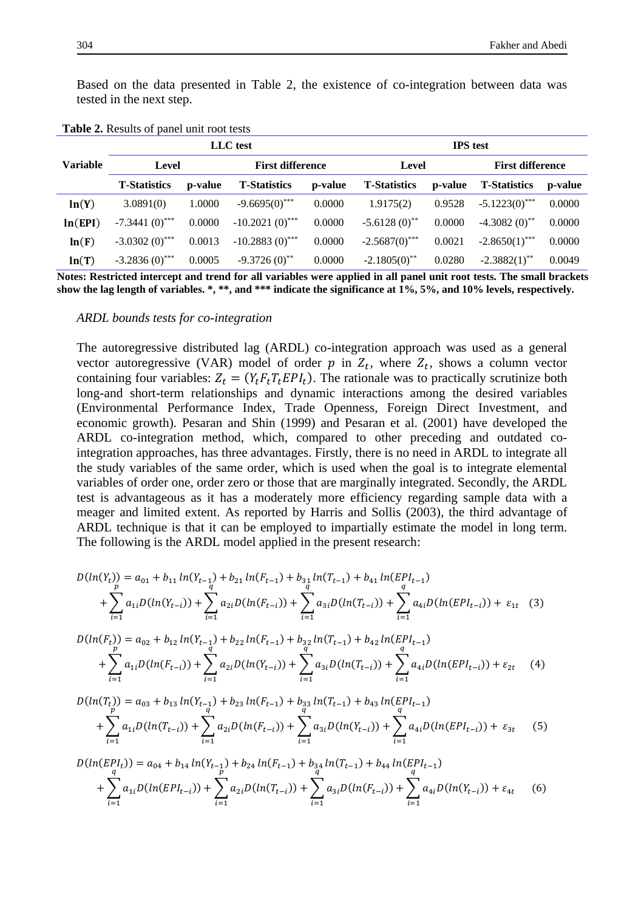Based on the data presented in Table 2, the existence of co-integration between data was tested in the next step.

**Table 2.** Results of panel unit root tests

| Variable | LLC test | | | | IPS test | | | |
|---|---|---|---|---|---|---|---|---|
| | Level | | First difference | | Level | | First difference | |
| | T-Statistics | p-value | T-Statistics | p-value | T-Statistics | p-value | T-Statistics | p-value |
| **ln(Y)** | 3.0891(0) | 1.0000 | -9.6695(0)*** | 0.0000 | 1.9175(2) | 0.9528 | -5.1223(0)*** | 0.0000 |
| **ln(EPI)** | -7.3441 (0)*** | 0.0000 | -10.2021 (0)*** | 0.0000 | -5.6128 (0)** | 0.0000 | -4.3082 (0)** | 0.0000 |
| **ln(F)** | -3.0302 (0)*** | 0.0013 | -10.2883 (0)*** | 0.0000 | -2.5687(0)*** | 0.0021 | -2.8650(1)*** | 0.0000 |
| **ln(T)** | -3.2836 (0)*** | 0.0005 | -9.3726 (0)** | 0.0000 | -2.1805(0)** | 0.0280 | -2.3882(1)** | 0.0049 |

**Notes: Restricted intercept and trend for all variables were applied in all panel unit root tests. The small brackets show the lag length of variables. *, **, and *** indicate the significance at 1%, 5%, and 10% levels, respectively.**

*ARDL bounds tests for co-integration*

The autoregressive distributed lag (ARDL) co-integration approach was used as a general vector autoregressive (VAR) model of order $p$ in $Z_t$, where $Z_t$, shows a column vector containing four variables: $Z_t = (Y_t F_t T_t EPI_t)$. The rationale was to practically scrutinize both long-and short-term relationships and dynamic interactions among the desired variables (Environmental Performance Index, Trade Openness, Foreign Direct Investment, and economic growth). Pesaran and Shin (1999) and Pesaran et al. (2001) have developed the ARDL co-integration method, which, compared to other preceding and outdated co-integration approaches, has three advantages. Firstly, there is no need in ARDL to integrate all the study variables of the same order, which is used when the goal is to integrate elemental variables of order one, order zero or those that are marginally integrated. Secondly, the ARDL test is advantageous as it has a moderately more efficiency regarding sample data with a meager and limited extent. As reported by Harris and Sollis (2003), the third advantage of ARDL technique is that it can be employed to impartially estimate the model in long term. The following is the ARDL model applied in the present research:

$$D(ln(Y_t)) = a_{01} + b_{11}\, ln(Y_{t-1}) + b_{21}\, ln(F_{t-1}) + b_{31}\, ln(T_{t-1}) + b_{41}\, ln(EPI_{t-1}) + \sum_{i=1}^{p} a_{1i} D(ln(Y_{t-i})) + \sum_{i=1}^{q} a_{2i} D(ln(F_{t-i})) + \sum_{i=1}^{q} a_{3i} D(ln(T_{t-i})) + \sum_{i=1}^{q} a_{4i} D(ln(EPI_{t-i})) + \varepsilon_{1t} \quad (3)$$

$$D(ln(F_t)) = a_{02} + b_{12}\, ln(Y_{t-1}) + b_{22}\, ln(F_{t-1}) + b_{32}\, ln(T_{t-1}) + b_{42}\, ln(EPI_{t-1}) + \sum_{i=1}^{p} a_{1i} D(ln(F_{t-i})) + \sum_{i=1}^{q} a_{2i} D(ln(Y_{t-i})) + \sum_{i=1}^{q} a_{3i} D(ln(T_{t-i})) + \sum_{i=1}^{q} a_{4i} D(ln(EPI_{t-i})) + \varepsilon_{2t} \quad (4)$$

$$D(ln(T_t)) = a_{03} + b_{13}\, ln(Y_{t-1}) + b_{23}\, ln(F_{t-1}) + b_{33}\, ln(T_{t-1}) + b_{43}\, ln(EPI_{t-1}) + \sum_{i=1}^{p} a_{1i} D(ln(T_{t-i})) + \sum_{i=1}^{q} a_{2i} D(ln(F_{t-i})) + \sum_{i=1}^{q} a_{3i} D(ln(Y_{t-i})) + \sum_{i=1}^{q} a_{4i} D(ln(EPI_{t-i})) + \varepsilon_{3t} \quad (5)$$

$$D(ln(EPI_t)) = a_{04} + b_{14}\, ln(Y_{t-1}) + b_{24}\, ln(F_{t-1}) + b_{34}\, ln(T_{t-1}) + b_{44}\, ln(EPI_{t-1}) + \sum_{i=1}^{q} a_{1i} D(ln(EPI_{t-i})) + \sum_{i=1}^{p} a_{2i} D(ln(T_{t-i})) + \sum_{i=1}^{q} a_{3i} D(ln(F_{t-i})) + \sum_{i=1}^{q} a_{4i} D(ln(Y_{t-i})) + \varepsilon_{4t} \quad (6)$$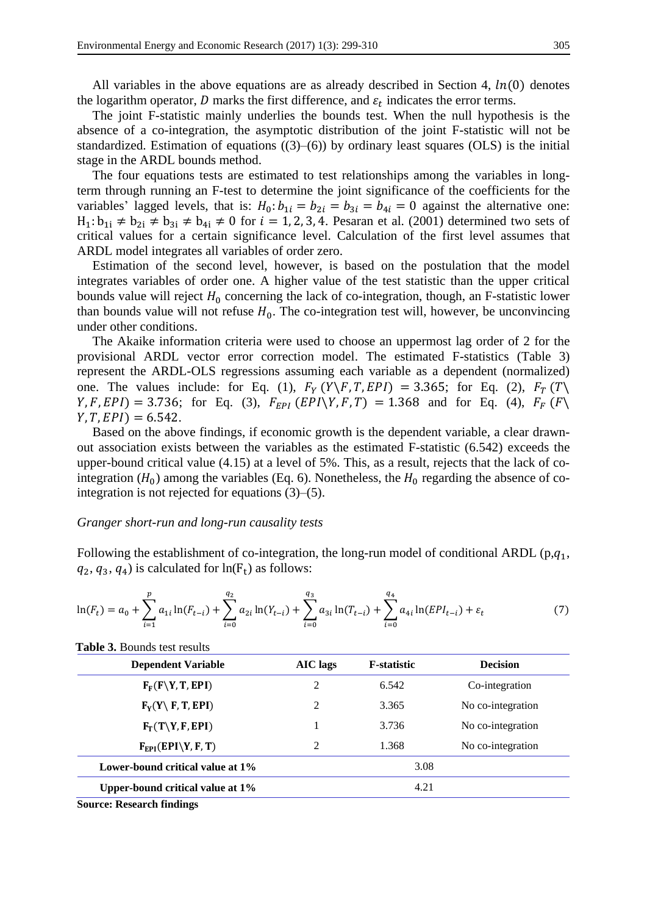All variables in the above equations are as already described in Section 4, $ln(0)$ denotes the logarithm operator, $D$ marks the first difference, and $\varepsilon_t$ indicates the error terms.

The joint F-statistic mainly underlies the bounds test. When the null hypothesis is the absence of a co-integration, the asymptotic distribution of the joint F-statistic will not be standardized. Estimation of equations ((3)–(6)) by ordinary least squares (OLS) is the initial stage in the ARDL bounds method.

The four equations tests are estimated to test relationships among the variables in long-term through running an F-test to determine the joint significance of the coefficients for the variables' lagged levels, that is: $H_0: b_{1i} = b_{2i} = b_{3i} = b_{4i} = 0$ against the alternative one: $H_1: b_{1i} \neq b_{2i} \neq b_{3i} \neq b_{4i} \neq 0$ for $i = 1, 2, 3, 4$. Pesaran et al. (2001) determined two sets of critical values for a certain significance level. Calculation of the first level assumes that ARDL model integrates all variables of order zero.

Estimation of the second level, however, is based on the postulation that the model integrates variables of order one. A higher value of the test statistic than the upper critical bounds value will reject $H_0$ concerning the lack of co-integration, though, an F-statistic lower than bounds value will not refuse $H_0$. The co-integration test will, however, be unconvincing under other conditions.

The Akaike information criteria were used to choose an uppermost lag order of 2 for the provisional ARDL vector error correction model. The estimated F-statistics (Table 3) represent the ARDL-OLS regressions assuming each variable as a dependent (normalized) one. The values include: for Eq. (1), $F_Y(Y \backslash F, T, EPI) = 3.365$; for Eq. (2), $F_T(T \backslash Y, F, EPI) = 3.736$; for Eq. (3), $F_{EPI}(EPI \backslash Y, F, T) = 1.368$ and for Eq. (4), $F_F(F \backslash Y, T, EPI) = 6.542$.

Based on the above findings, if economic growth is the dependent variable, a clear drawn-out association exists between the variables as the estimated F-statistic (6.542) exceeds the upper-bound critical value (4.15) at a level of 5%. This, as a result, rejects that the lack of co-integration ($H_0$) among the variables (Eq. 6). Nonetheless, the $H_0$ regarding the absence of co-integration is not rejected for equations (3)–(5).

*Granger short-run and long-run causality tests*

Following the establishment of co-integration, the long-run model of conditional ARDL (p,$q_1$, $q_2$, $q_3$, $q_4$) is calculated for $\ln(F_t)$ as follows:

$$\ln(F_t) = a_0 + \sum_{i=1}^{p} a_{1i}\ln(F_{t-i}) + \sum_{i=0}^{q_2} a_{2i}\ln(Y_{t-i}) + \sum_{i=0}^{q_3} a_{3i}\ln(T_{t-i}) + \sum_{i=0}^{q_4} a_{4i}\ln(EPI_{t-i}) + \varepsilon_t \quad (7)$$

**Table 3.** Bounds test results

| Dependent Variable | AIC lags | F-statistic | Decision |
|---|---|---|---|
| $\mathbf{F_F(F \backslash Y, T, EPI)}$ | 2 | 6.542 | Co-integration |
| $\mathbf{F_Y(Y \backslash F, T, EPI)}$ | 2 | 3.365 | No co-integration |
| $\mathbf{F_T(T \backslash Y, F, EPI)}$ | 1 | 3.736 | No co-integration |
| $\mathbf{F_{EPI}(EPI \backslash Y, F, T)}$ | 2 | 1.368 | No co-integration |
| **Lower-bound critical value at 1%** | | 3.08 | |
| **Upper-bound critical value at 1%** | | 4.21 | |

**Source: Research findings**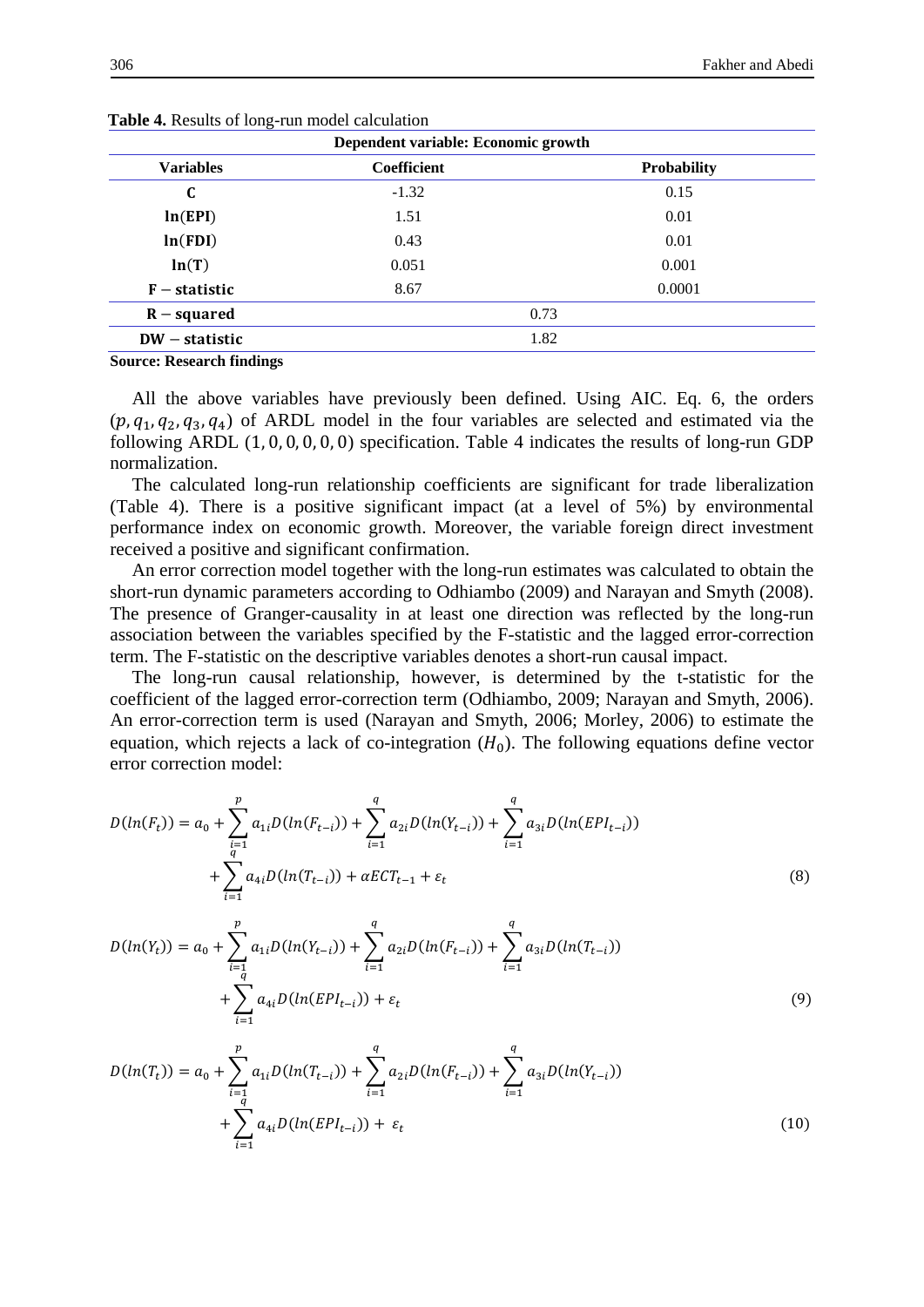**Table 4.** Results of long-run model calculation

| Dependent variable: Economic growth | | |
|---|---|---|
| **Variables** | **Coefficient** | **Probability** |
| **C** | -1.32 | 0.15 |
| **ln(EPI)** | 1.51 | 0.01 |
| **ln(FDI)** | 0.43 | 0.01 |
| **ln(T)** | 0.051 | 0.001 |
| **F − statistic** | 8.67 | 0.0001 |
| **R − squared** | 0.73 | |
| **DW − statistic** | 1.82 | |

**Source: Research findings**

All the above variables have previously been defined. Using AIC. Eq. 6, the orders $(p, q_1, q_2, q_3, q_4)$ of ARDL model in the four variables are selected and estimated via the following ARDL $(1, 0, 0, 0, 0)$ specification. Table 4 indicates the results of long-run GDP normalization.

The calculated long-run relationship coefficients are significant for trade liberalization (Table 4). There is a positive significant impact (at a level of 5%) by environmental performance index on economic growth. Moreover, the variable foreign direct investment received a positive and significant confirmation.

An error correction model together with the long-run estimates was calculated to obtain the short-run dynamic parameters according to Odhiambo (2009) and Narayan and Smyth (2008). The presence of Granger-causality in at least one direction was reflected by the long-run association between the variables specified by the F-statistic and the lagged error-correction term. The F-statistic on the descriptive variables denotes a short-run causal impact.

The long-run causal relationship, however, is determined by the t-statistic for the coefficient of the lagged error-correction term (Odhiambo, 2009; Narayan and Smyth, 2006). An error-correction term is used (Narayan and Smyth, 2006; Morley, 2006) to estimate the equation, which rejects a lack of co-integration ($H_0$). The following equations define vector error correction model:

$$D(ln(F_t)) = a_0 + \sum_{i=1}^{p} a_{1i} D(ln(F_{t-i})) + \sum_{i=1}^{q} a_{2i} D(ln(Y_{t-i})) + \sum_{i=1}^{q} a_{3i} D(ln(EPI_{t-i})) + \sum_{i=1}^{q} a_{4i} D(ln(T_{t-i})) + \alpha ECT_{t-1} + \varepsilon_t \tag{8}$$

$$D(ln(Y_t)) = a_0 + \sum_{i=1}^{p} a_{1i} D(ln(Y_{t-i})) + \sum_{i=1}^{q} a_{2i} D(ln(F_{t-i})) + \sum_{i=1}^{q} a_{3i} D(ln(T_{t-i})) + \sum_{i=1}^{q} a_{4i} D(ln(EPI_{t-i})) + \varepsilon_t \tag{9}$$

$$D(ln(T_t)) = a_0 + \sum_{i=1}^{p} a_{1i} D(ln(T_{t-i})) + \sum_{i=1}^{q} a_{2i} D(ln(F_{t-i})) + \sum_{i=1}^{q} a_{3i} D(ln(Y_{t-i})) + \sum_{i=1}^{q} a_{4i} D(ln(EPI_{t-i})) + \varepsilon_t \tag{10}$$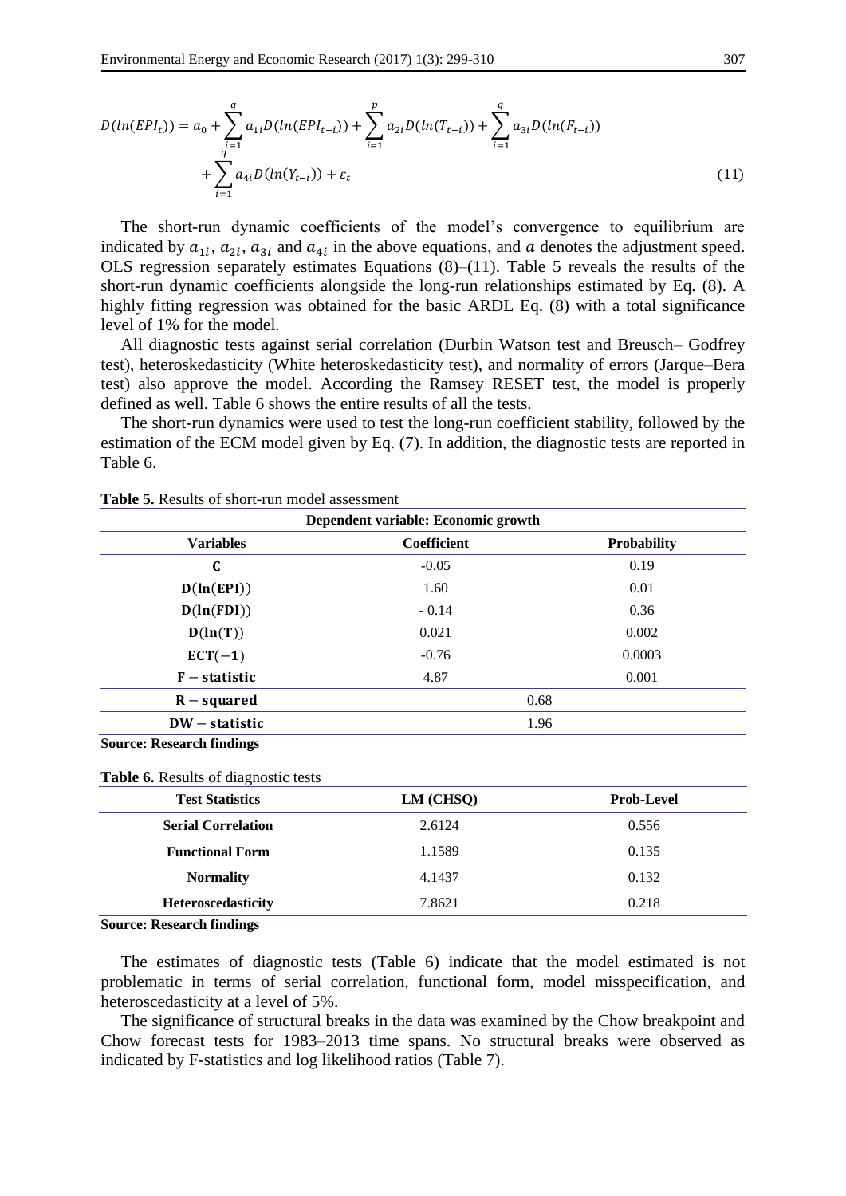$$D(ln(EPI_t)) = a_0 + \sum_{i=1}^{q} a_{1i} D(ln(EPI_{t-i})) + \sum_{i=1}^{p} a_{2i} D(ln(T_{t-i})) + \sum_{i=1}^{q} a_{3i} D(ln(F_{t-i})) + \sum_{i=1}^{q} a_{4i} D(ln(Y_{t-i})) + \varepsilon_t \tag{11}$$

The short-run dynamic coefficients of the model's convergence to equilibrium are indicated by $a_{1i}$, $a_{2i}$, $a_{3i}$ and $a_{4i}$ in the above equations, and $a$ denotes the adjustment speed. OLS regression separately estimates Equations (8)–(11). Table 5 reveals the results of the short-run dynamic coefficients alongside the long-run relationships estimated by Eq. (8). A highly fitting regression was obtained for the basic ARDL Eq. (8) with a total significance level of 1% for the model.

All diagnostic tests against serial correlation (Durbin Watson test and Breusch– Godfrey test), heteroskedasticity (White heteroskedasticity test), and normality of errors (Jarque–Bera test) also approve the model. According the Ramsey RESET test, the model is properly defined as well. Table 6 shows the entire results of all the tests.

The short-run dynamics were used to test the long-run coefficient stability, followed by the estimation of the ECM model given by Eq. (7). In addition, the diagnostic tests are reported in Table 6.

**Table 5.** Results of short-run model assessment

| Dependent variable: Economic growth | | |
|---|---|---|
| **Variables** | **Coefficient** | **Probability** |
| **C** | -0.05 | 0.19 |
| $\mathbf{D(ln(EPI))}$ | 1.60 | 0.01 |
| $\mathbf{D(ln(FDI))}$ | - 0.14 | 0.36 |
| $\mathbf{D(ln(T))}$ | 0.021 | 0.002 |
| $\mathbf{ECT(-1)}$ | -0.76 | 0.0003 |
| **F − statistic** | 4.87 | 0.001 |
| **R − squared** | 0.68 | |
| **DW − statistic** | 1.96 | |

**Source: Research findings**

**Table 6.** Results of diagnostic tests

| Test Statistics | LM (CHSQ) | Prob-Level |
|---|---|---|
| **Serial Correlation** | 2.6124 | 0.556 |
| **Functional Form** | 1.1589 | 0.135 |
| **Normality** | 4.1437 | 0.132 |
| **Heteroscedasticity** | 7.8621 | 0.218 |

**Source: Research findings**

The estimates of diagnostic tests (Table 6) indicate that the model estimated is not problematic in terms of serial correlation, functional form, model misspecification, and heteroscedasticity at a level of 5%.

The significance of structural breaks in the data was examined by the Chow breakpoint and Chow forecast tests for 1983–2013 time spans. No structural breaks were observed as indicated by F-statistics and log likelihood ratios (Table 7).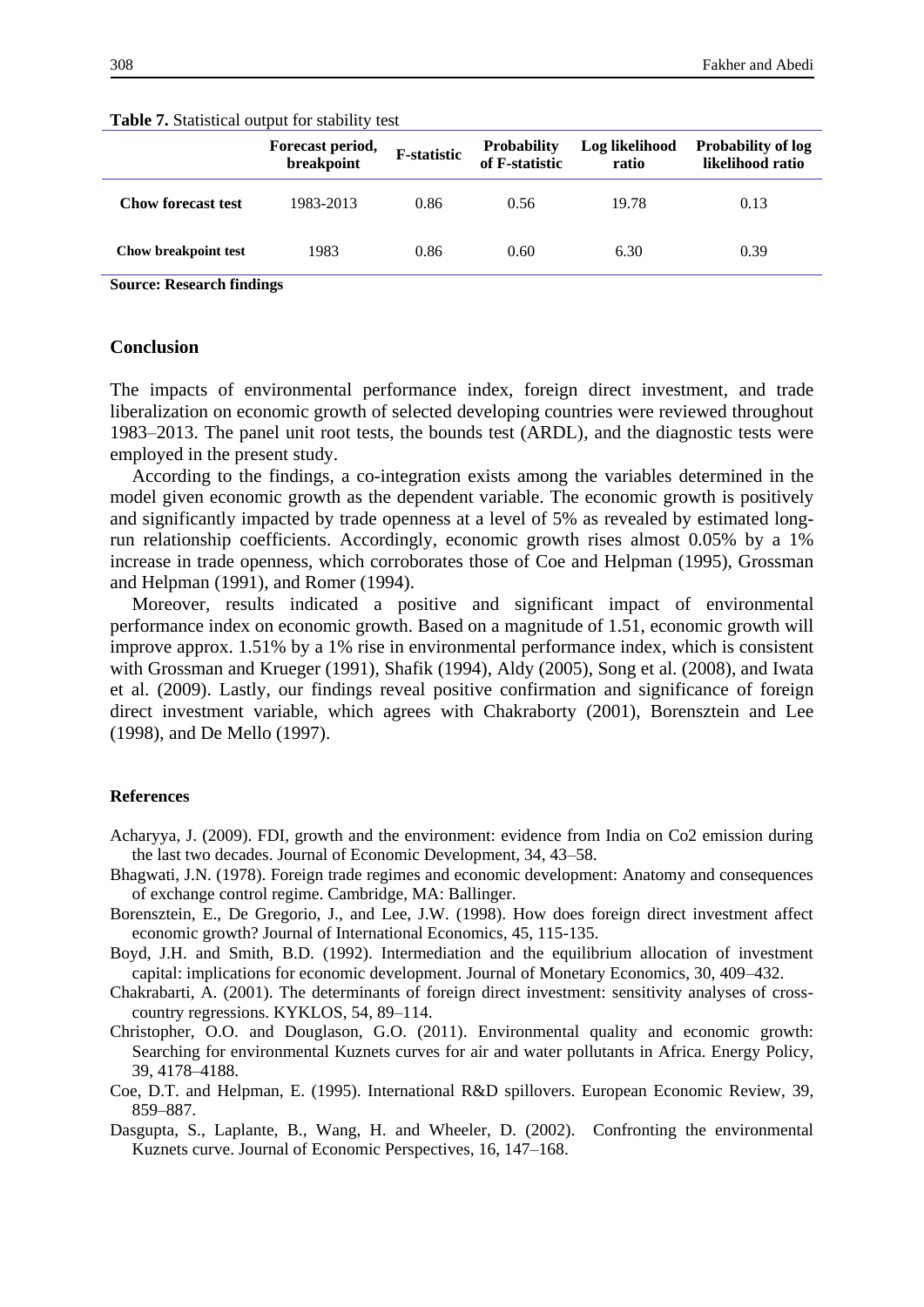**Table 7.** Statistical output for stability test

| | Forecast period, breakpoint | F-statistic | Probability of F-statistic | Log likelihood ratio | Probability of log likelihood ratio |
|---|---|---|---|---|---|
| **Chow forecast test** | 1983-2013 | 0.86 | 0.56 | 19.78 | 0.13 |
| **Chow breakpoint test** | 1983 | 0.86 | 0.60 | 6.30 | 0.39 |

**Source: Research findings**

## Conclusion

The impacts of environmental performance index, foreign direct investment, and trade liberalization on economic growth of selected developing countries were reviewed throughout 1983–2013. The panel unit root tests, the bounds test (ARDL), and the diagnostic tests were employed in the present study.

According to the findings, a co-integration exists among the variables determined in the model given economic growth as the dependent variable. The economic growth is positively and significantly impacted by trade openness at a level of 5% as revealed by estimated long-run relationship coefficients. Accordingly, economic growth rises almost 0.05% by a 1% increase in trade openness, which corroborates those of Coe and Helpman (1995), Grossman and Helpman (1991), and Romer (1994).

Moreover, results indicated a positive and significant impact of environmental performance index on economic growth. Based on a magnitude of 1.51, economic growth will improve approx. 1.51% by a 1% rise in environmental performance index, which is consistent with Grossman and Krueger (1991), Shafik (1994), Aldy (2005), Song et al. (2008), and Iwata et al. (2009). Lastly, our findings reveal positive confirmation and significance of foreign direct investment variable, which agrees with Chakraborty (2001), Borensztein and Lee (1998), and De Mello (1997).

### References

Acharyya, J. (2009). FDI, growth and the environment: evidence from India on Co2 emission during the last two decades. Journal of Economic Development, 34, 43–58.

Bhagwati, J.N. (1978). Foreign trade regimes and economic development: Anatomy and consequences of exchange control regime. Cambridge, MA: Ballinger.

Borensztein, E., De Gregorio, J., and Lee, J.W. (1998). How does foreign direct investment affect economic growth? Journal of International Economics, 45, 115-135.

Boyd, J.H. and Smith, B.D. (1992). Intermediation and the equilibrium allocation of investment capital: implications for economic development. Journal of Monetary Economics, 30, 409–432.

Chakrabarti, A. (2001). The determinants of foreign direct investment: sensitivity analyses of cross-country regressions. KYKLOS, 54, 89–114.

Christopher, O.O. and Douglason, G.O. (2011). Environmental quality and economic growth: Searching for environmental Kuznets curves for air and water pollutants in Africa. Energy Policy, 39, 4178–4188.

Coe, D.T. and Helpman, E. (1995). International R&D spillovers. European Economic Review, 39, 859–887.

Dasgupta, S., Laplante, B., Wang, H. and Wheeler, D. (2002). Confronting the environmental Kuznets curve. Journal of Economic Perspectives, 16, 147–168.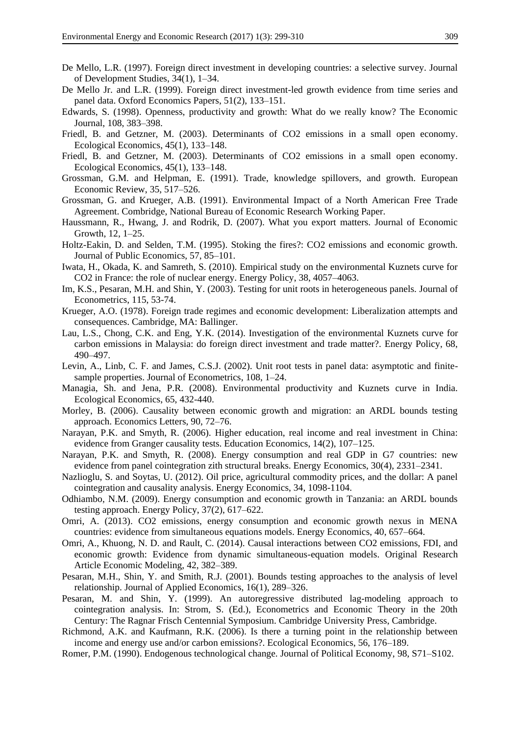De Mello, L.R. (1997). Foreign direct investment in developing countries: a selective survey. Journal of Development Studies, 34(1), 1–34.

De Mello Jr. and L.R. (1999). Foreign direct investment-led growth evidence from time series and panel data. Oxford Economics Papers, 51(2), 133–151.

Edwards, S. (1998). Openness, productivity and growth: What do we really know? The Economic Journal, 108, 383–398.

Friedl, B. and Getzner, M. (2003). Determinants of CO2 emissions in a small open economy. Ecological Economics, 45(1), 133–148.

Friedl, B. and Getzner, M. (2003). Determinants of CO2 emissions in a small open economy. Ecological Economics, 45(1), 133–148.

Grossman, G.M. and Helpman, E. (1991). Trade, knowledge spillovers, and growth. European Economic Review, 35, 517–526.

Grossman, G. and Krueger, A.B. (1991). Environmental Impact of a North American Free Trade Agreement. Combridge, National Bureau of Economic Research Working Paper.

Haussmann, R., Hwang, J. and Rodrik, D. (2007). What you export matters. Journal of Economic Growth, 12, 1–25.

Holtz-Eakin, D. and Selden, T.M. (1995). Stoking the fires?: CO2 emissions and economic growth. Journal of Public Economics, 57, 85–101.

Iwata, H., Okada, K. and Samreth, S. (2010). Empirical study on the environmental Kuznets curve for CO2 in France: the role of nuclear energy. Energy Policy, 38, 4057–4063.

Im, K.S., Pesaran, M.H. and Shin, Y. (2003). Testing for unit roots in heterogeneous panels. Journal of Econometrics, 115, 53-74.

Krueger, A.O. (1978). Foreign trade regimes and economic development: Liberalization attempts and consequences. Cambridge, MA: Ballinger.

Lau, L.S., Chong, C.K. and Eng, Y.K. (2014). Investigation of the environmental Kuznets curve for carbon emissions in Malaysia: do foreign direct investment and trade matter?. Energy Policy, 68, 490–497.

Levin, A., Linb, C. F. and James, C.S.J. (2002). Unit root tests in panel data: asymptotic and finite-sample properties. Journal of Econometrics, 108, 1–24.

Managia, Sh. and Jena, P.R. (2008). Environmental productivity and Kuznets curve in India. Ecological Economics, 65, 432-440.

Morley, B. (2006). Causality between economic growth and migration: an ARDL bounds testing approach. Economics Letters, 90, 72–76.

Narayan, P.K. and Smyth, R. (2006). Higher education, real income and real investment in China: evidence from Granger causality tests. Education Economics, 14(2), 107–125.

Narayan, P.K. and Smyth, R. (2008). Energy consumption and real GDP in G7 countries: new evidence from panel cointegration zith structural breaks. Energy Economics, 30(4), 2331–2341.

Nazlioglu, S. and Soytas, U. (2012). Oil price, agricultural commodity prices, and the dollar: A panel cointegration and causality analysis. Energy Economics, 34, 1098-1104.

Odhiambo, N.M. (2009). Energy consumption and economic growth in Tanzania: an ARDL bounds testing approach. Energy Policy, 37(2), 617–622.

Omri, A. (2013). CO2 emissions, energy consumption and economic growth nexus in MENA countries: evidence from simultaneous equations models. Energy Economics, 40, 657–664.

Omri, A., Khuong, N. D. and Rault, C. (2014). Causal interactions between CO2 emissions, FDI, and economic growth: Evidence from dynamic simultaneous-equation models. Original Research Article Economic Modeling, 42, 382–389.

Pesaran, M.H., Shin, Y. and Smith, R.J. (2001). Bounds testing approaches to the analysis of level relationship. Journal of Applied Economics, 16(1), 289–326.

Pesaran, M. and Shin, Y. (1999). An autoregressive distributed lag-modeling approach to cointegration analysis. In: Strom, S. (Ed.), Econometrics and Economic Theory in the 20th Century: The Ragnar Frisch Centennial Symposium. Cambridge University Press, Cambridge.

Richmond, A.K. and Kaufmann, R.K. (2006). Is there a turning point in the relationship between income and energy use and/or carbon emissions?. Ecological Economics, 56, 176–189.

Romer, P.M. (1990). Endogenous technological change. Journal of Political Economy, 98, S71–S102.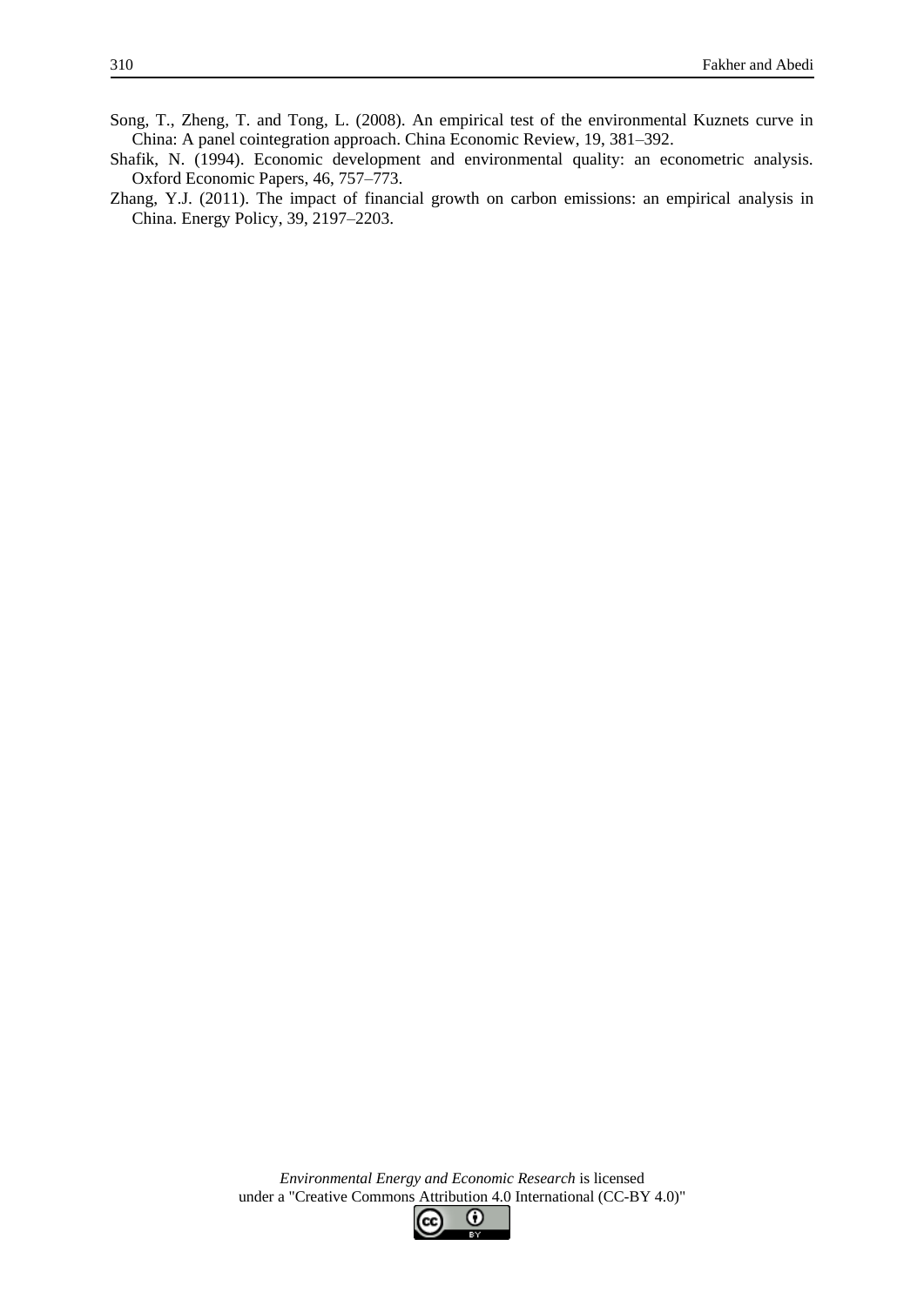Song, T., Zheng, T. and Tong, L. (2008). An empirical test of the environmental Kuznets curve in China: A panel cointegration approach. China Economic Review, 19, 381–392.

Shafik, N. (1994). Economic development and environmental quality: an econometric analysis. Oxford Economic Papers, 46, 757–773.

Zhang, Y.J. (2011). The impact of financial growth on carbon emissions: an empirical analysis in China. Energy Policy, 39, 2197–2203.

*Environmental Energy and Economic Research* is licensed under a "Creative Commons Attribution 4.0 International (CC-BY 4.0)"